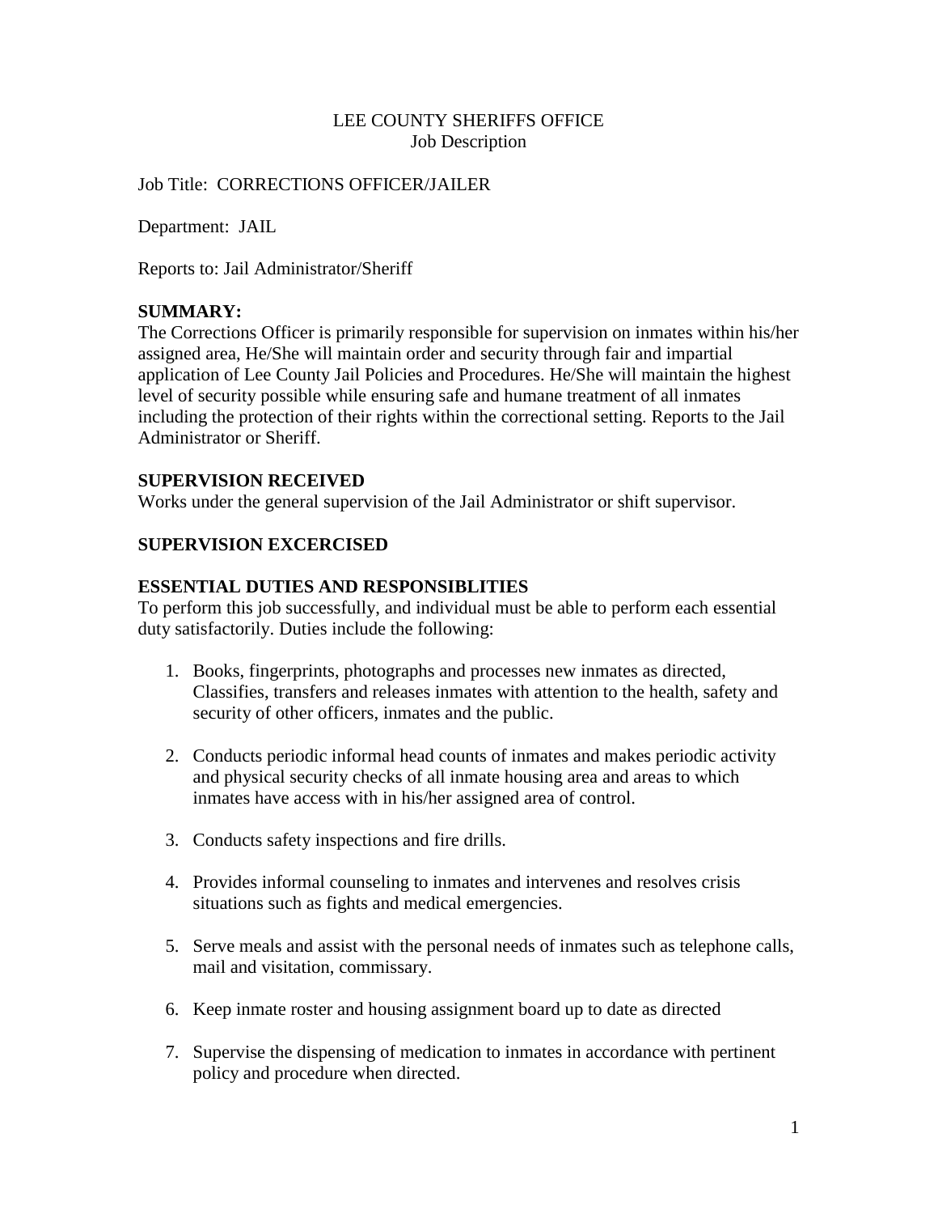LEE COUNTY SHERIFFS OFFICE
Job Description

Job Title: CORRECTIONS OFFICER/JAILER

Department: JAIL

Reports to: Jail Administrator/Sheriff

**SUMMARY:**
The Corrections Officer is primarily responsible for supervision on inmates within his/her assigned area, He/She will maintain order and security through fair and impartial application of Lee County Jail Policies and Procedures. He/She will maintain the highest level of security possible while ensuring safe and humane treatment of all inmates including the protection of their rights within the correctional setting. Reports to the Jail Administrator or Sheriff.

**SUPERVISION RECEIVED**
Works under the general supervision of the Jail Administrator or shift supervisor.

**SUPERVISION EXCERCISED**

**ESSENTIAL DUTIES AND RESPONSIBLITIES**
To perform this job successfully, and individual must be able to perform each essential duty satisfactorily. Duties include the following:

1. Books, fingerprints, photographs and processes new inmates as directed, Classifies, transfers and releases inmates with attention to the health, safety and security of other officers, inmates and the public.

2. Conducts periodic informal head counts of inmates and makes periodic activity and physical security checks of all inmate housing area and areas to which inmates have access with in his/her assigned area of control.

3. Conducts safety inspections and fire drills.

4. Provides informal counseling to inmates and intervenes and resolves crisis situations such as fights and medical emergencies.

5. Serve meals and assist with the personal needs of inmates such as telephone calls, mail and visitation, commissary.

6. Keep inmate roster and housing assignment board up to date as directed

7. Supervise the dispensing of medication to inmates in accordance with pertinent policy and procedure when directed.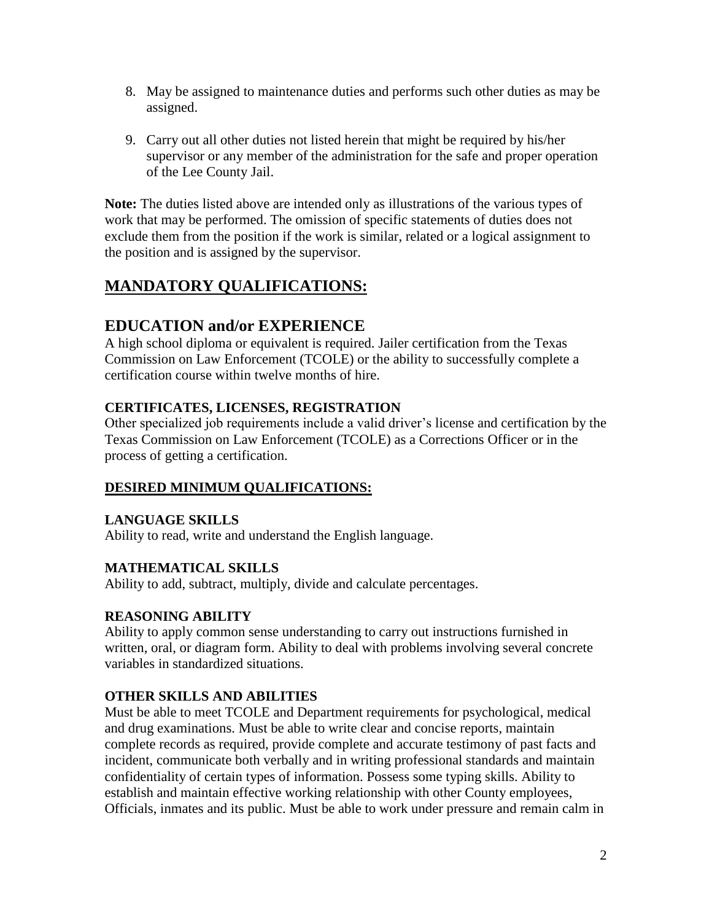8. May be assigned to maintenance duties and performs such other duties as may be assigned.

9. Carry out all other duties not listed herein that might be required by his/her supervisor or any member of the administration for the safe and proper operation of the Lee County Jail.

**Note:** The duties listed above are intended only as illustrations of the various types of work that may be performed. The omission of specific statements of duties does not exclude them from the position if the work is similar, related or a logical assignment to the position and is assigned by the supervisor.

## MANDATORY QUALIFICATIONS:

## EDUCATION and/or EXPERIENCE

A high school diploma or equivalent is required. Jailer certification from the Texas Commission on Law Enforcement (TCOLE) or the ability to successfully complete a certification course within twelve months of hire.

### CERTIFICATES, LICENSES, REGISTRATION

Other specialized job requirements include a valid driver's license and certification by the Texas Commission on Law Enforcement (TCOLE) as a Corrections Officer or in the process of getting a certification.

### DESIRED MINIMUM QUALIFICATIONS:

### LANGUAGE SKILLS

Ability to read, write and understand the English language.

### MATHEMATICAL SKILLS

Ability to add, subtract, multiply, divide and calculate percentages.

### REASONING ABILITY

Ability to apply common sense understanding to carry out instructions furnished in written, oral, or diagram form. Ability to deal with problems involving several concrete variables in standardized situations.

### OTHER SKILLS AND ABILITIES

Must be able to meet TCOLE and Department requirements for psychological, medical and drug examinations. Must be able to write clear and concise reports, maintain complete records as required, provide complete and accurate testimony of past facts and incident, communicate both verbally and in writing professional standards and maintain confidentiality of certain types of information. Possess some typing skills. Ability to establish and maintain effective working relationship with other County employees, Officials, inmates and its public. Must be able to work under pressure and remain calm in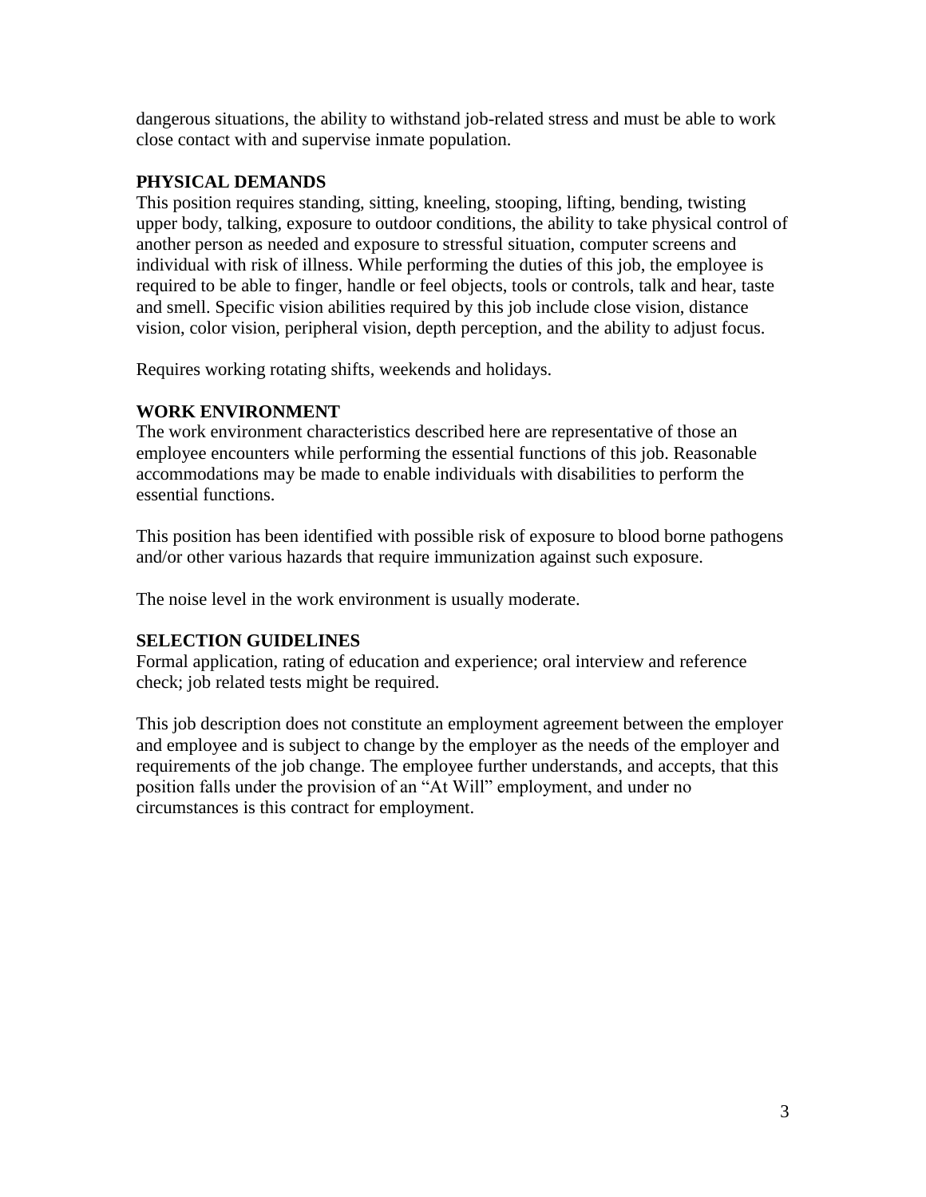dangerous situations, the ability to withstand job-related stress and must be able to work close contact with and supervise inmate population.

**PHYSICAL DEMANDS**

This position requires standing, sitting, kneeling, stooping, lifting, bending, twisting upper body, talking, exposure to outdoor conditions, the ability to take physical control of another person as needed and exposure to stressful situation, computer screens and individual with risk of illness. While performing the duties of this job, the employee is required to be able to finger, handle or feel objects, tools or controls, talk and hear, taste and smell. Specific vision abilities required by this job include close vision, distance vision, color vision, peripheral vision, depth perception, and the ability to adjust focus.

Requires working rotating shifts, weekends and holidays.

**WORK ENVIRONMENT**

The work environment characteristics described here are representative of those an employee encounters while performing the essential functions of this job. Reasonable accommodations may be made to enable individuals with disabilities to perform the essential functions.

This position has been identified with possible risk of exposure to blood borne pathogens and/or other various hazards that require immunization against such exposure.

The noise level in the work environment is usually moderate.

**SELECTION GUIDELINES**

Formal application, rating of education and experience; oral interview and reference check; job related tests might be required.

This job description does not constitute an employment agreement between the employer and employee and is subject to change by the employer as the needs of the employer and requirements of the job change. The employee further understands, and accepts, that this position falls under the provision of an “At Will” employment, and under no circumstances is this contract for employment.